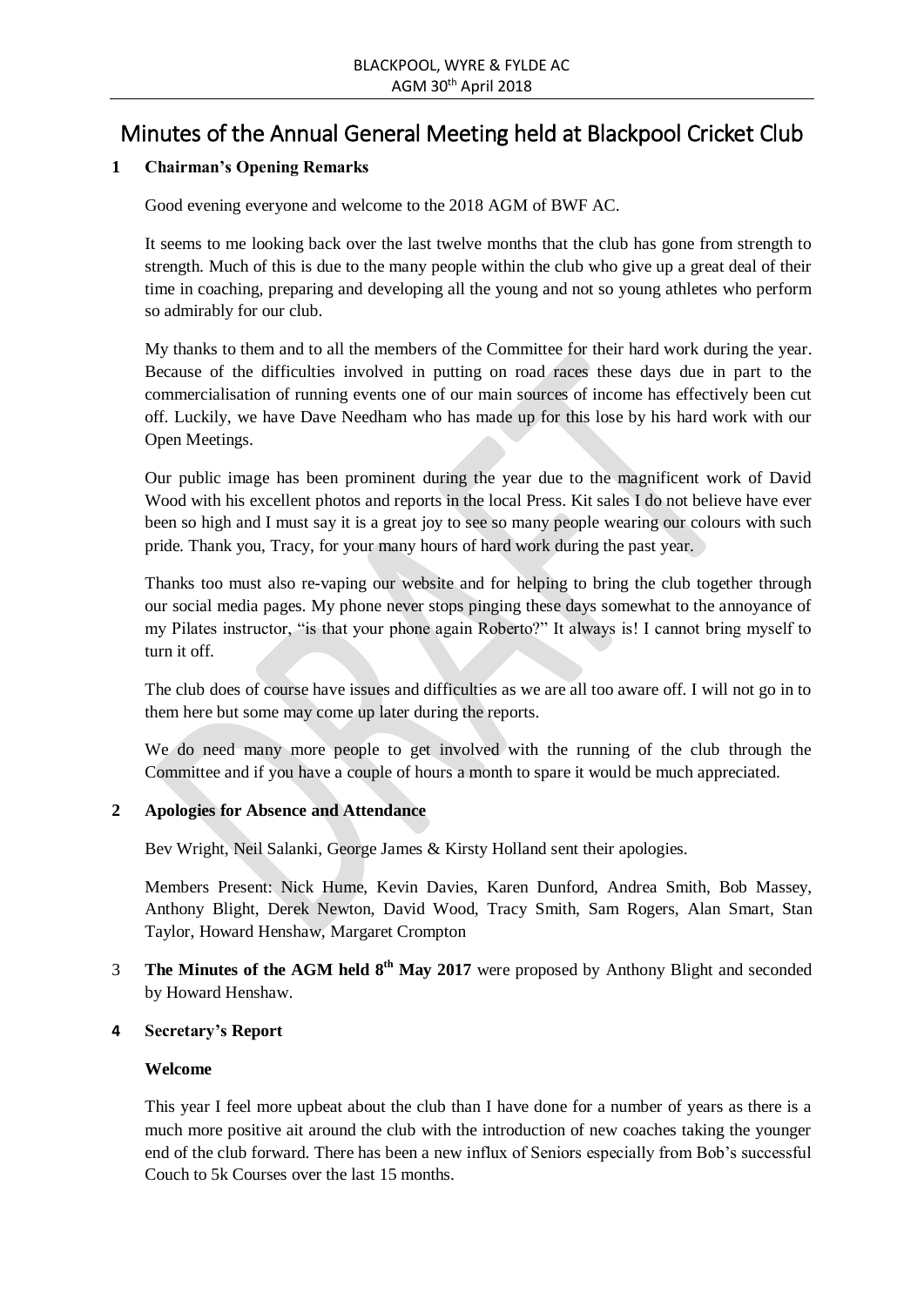# Minutes of the Annual General Meeting held at Blackpool Cricket Club

## 1 Chairman's Opening Remarks

Good evening everyone and welcome to the 2018 AGM of BWF AC.

It seems to me looking back over the last twelve months that the club has gone from strength to strength. Much of this is due to the many people within the club who give up a great deal of their time in coaching, preparing and developing all the young and not so young athletes who perform so admirably for our club.

My thanks to them and to all the members of the Committee for their hard work during the year. Because of the difficulties involved in putting on road races these days due in part to the commercialisation of running events one of our main sources of income has effectively been cut off. Luckily, we have Dave Needham who has made up for this lose by his hard work with our Open Meetings.

Our public image has been prominent during the year due to the magnificent work of David Wood with his excellent photos and reports in the local Press. Kit sales I do not believe have ever been so high and I must say it is a great joy to see so many people wearing our colours with such pride. Thank you, Tracy, for your many hours of hard work during the past year.

Thanks too must also re-vaping our website and for helping to bring the club together through our social media pages. My phone never stops pinging these days somewhat to the annoyance of my Pilates instructor, "is that your phone again Roberto?" It always is! I cannot bring myself to turn it off.

The club does of course have issues and difficulties as we are all too aware off. I will not go in to them here but some may come up later during the reports.

We do need many more people to get involved with the running of the club through the Committee and if you have a couple of hours a month to spare it would be much appreciated.

## 2 Apologies for Absence and Attendance

Bev Wright, Neil Salanki, George James & Kirsty Holland sent their apologies.

Members Present: Nick Hume, Kevin Davies, Karen Dunford, Andrea Smith, Bob Massey, Anthony Blight, Derek Newton, David Wood, Tracy Smith, Sam Rogers, Alan Smart, Stan Taylor, Howard Henshaw, Margaret Crompton

3 **The Minutes of the AGM held 8th May 2017** were proposed by Anthony Blight and seconded by Howard Henshaw.

## 4 Secretary's Report

### Welcome

This year I feel more upbeat about the club than I have done for a number of years as there is a much more positive ait around the club with the introduction of new coaches taking the younger end of the club forward. There has been a new influx of Seniors especially from Bob's successful Couch to 5k Courses over the last 15 months.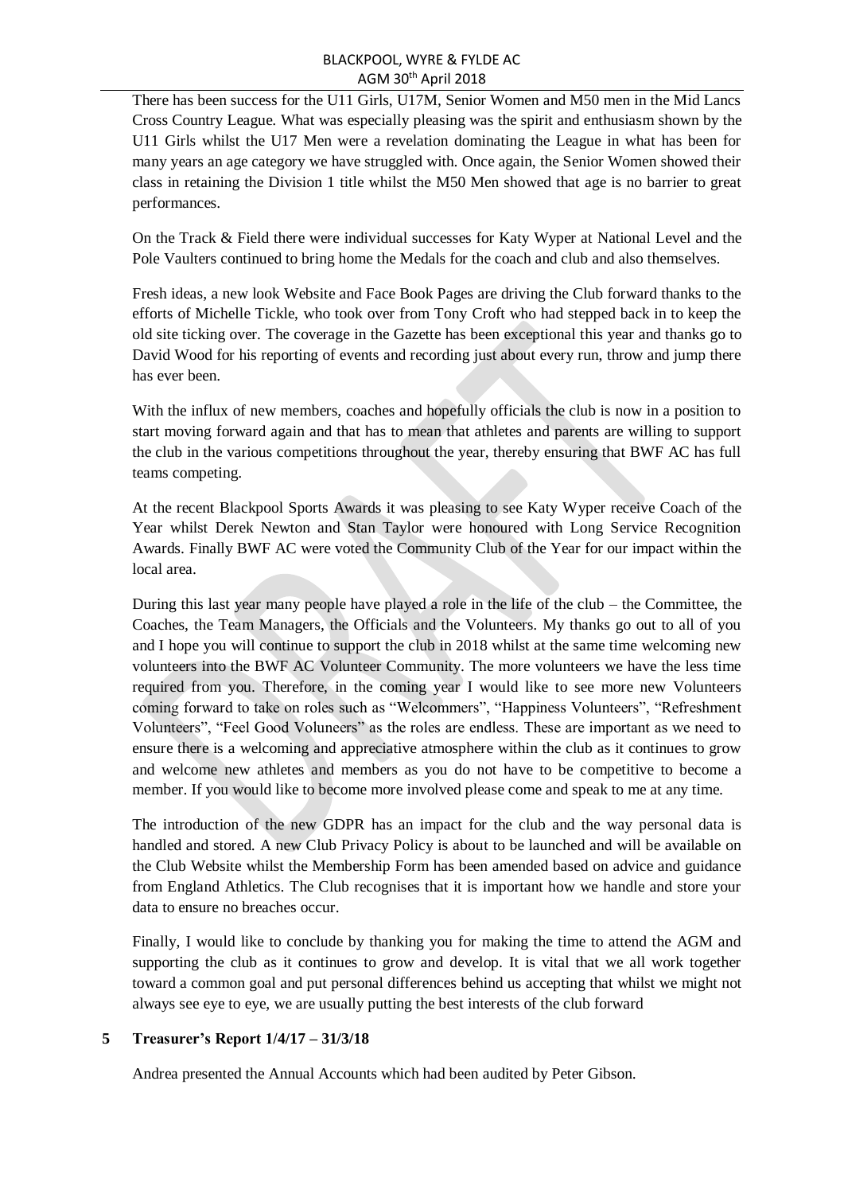There has been success for the U11 Girls, U17M, Senior Women and M50 men in the Mid Lancs Cross Country League. What was especially pleasing was the spirit and enthusiasm shown by the U11 Girls whilst the U17 Men were a revelation dominating the League in what has been for many years an age category we have struggled with. Once again, the Senior Women showed their class in retaining the Division 1 title whilst the M50 Men showed that age is no barrier to great performances.

On the Track & Field there were individual successes for Katy Wyper at National Level and the Pole Vaulters continued to bring home the Medals for the coach and club and also themselves.

Fresh ideas, a new look Website and Face Book Pages are driving the Club forward thanks to the efforts of Michelle Tickle, who took over from Tony Croft who had stepped back in to keep the old site ticking over. The coverage in the Gazette has been exceptional this year and thanks go to David Wood for his reporting of events and recording just about every run, throw and jump there has ever been.

With the influx of new members, coaches and hopefully officials the club is now in a position to start moving forward again and that has to mean that athletes and parents are willing to support the club in the various competitions throughout the year, thereby ensuring that BWF AC has full teams competing.

At the recent Blackpool Sports Awards it was pleasing to see Katy Wyper receive Coach of the Year whilst Derek Newton and Stan Taylor were honoured with Long Service Recognition Awards. Finally BWF AC were voted the Community Club of the Year for our impact within the local area.

During this last year many people have played a role in the life of the club – the Committee, the Coaches, the Team Managers, the Officials and the Volunteers. My thanks go out to all of you and I hope you will continue to support the club in 2018 whilst at the same time welcoming new volunteers into the BWF AC Volunteer Community. The more volunteers we have the less time required from you. Therefore, in the coming year I would like to see more new Volunteers coming forward to take on roles such as "Welcommers", "Happiness Volunteers", "Refreshment Volunteers", "Feel Good Voluneers" as the roles are endless. These are important as we need to ensure there is a welcoming and appreciative atmosphere within the club as it continues to grow and welcome new athletes and members as you do not have to be competitive to become a member. If you would like to become more involved please come and speak to me at any time.

The introduction of the new GDPR has an impact for the club and the way personal data is handled and stored. A new Club Privacy Policy is about to be launched and will be available on the Club Website whilst the Membership Form has been amended based on advice and guidance from England Athletics. The Club recognises that it is important how we handle and store your data to ensure no breaches occur.

Finally, I would like to conclude by thanking you for making the time to attend the AGM and supporting the club as it continues to grow and develop. It is vital that we all work together toward a common goal and put personal differences behind us accepting that whilst we might not always see eye to eye, we are usually putting the best interests of the club forward

## 5 Treasurer's Report 1/4/17 – 31/3/18

Andrea presented the Annual Accounts which had been audited by Peter Gibson.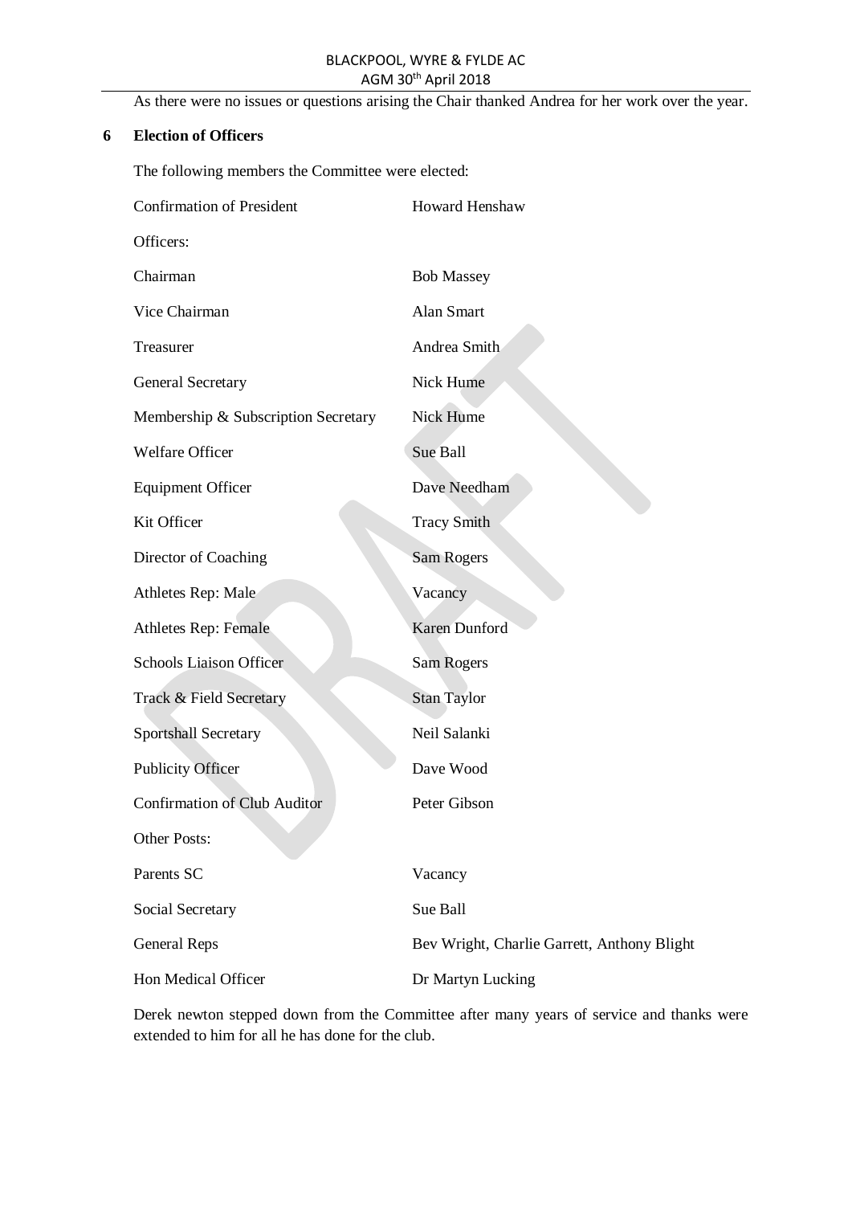As there were no issues or questions arising the Chair thanked Andrea for her work over the year.

## 6 Election of Officers

The following members the Committee were elected:

| | |
|---|---|
| Confirmation of President | Howard Henshaw |
| Officers: | |
| Chairman | Bob Massey |
| Vice Chairman | Alan Smart |
| Treasurer | Andrea Smith |
| General Secretary | Nick Hume |
| Membership & Subscription Secretary | Nick Hume |
| Welfare Officer | Sue Ball |
| Equipment Officer | Dave Needham |
| Kit Officer | Tracy Smith |
| Director of Coaching | Sam Rogers |
| Athletes Rep: Male | Vacancy |
| Athletes Rep: Female | Karen Dunford |
| Schools Liaison Officer | Sam Rogers |
| Track & Field Secretary | Stan Taylor |
| Sportshall Secretary | Neil Salanki |
| Publicity Officer | Dave Wood |
| Confirmation of Club Auditor | Peter Gibson |
| Other Posts: | |
| Parents SC | Vacancy |
| Social Secretary | Sue Ball |
| General Reps | Bev Wright, Charlie Garrett, Anthony Blight |
| Hon Medical Officer | Dr Martyn Lucking |

Derek newton stepped down from the Committee after many years of service and thanks were extended to him for all he has done for the club.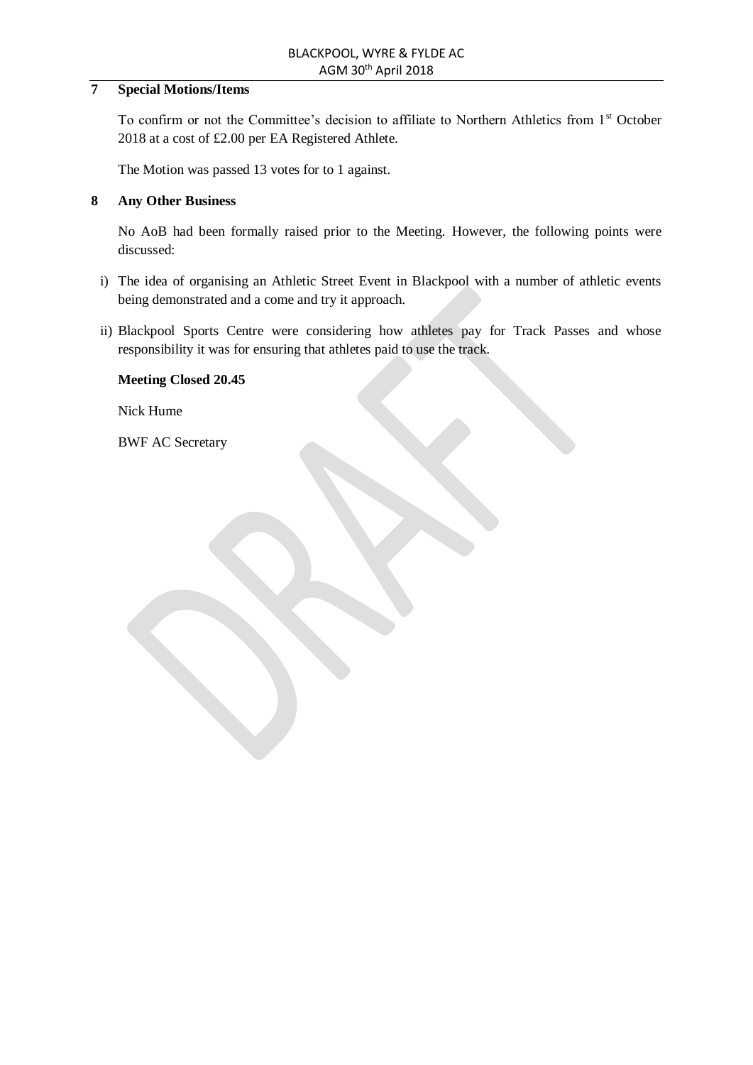## 7 Special Motions/Items

To confirm or not the Committee's decision to affiliate to Northern Athletics from 1st October 2018 at a cost of £2.00 per EA Registered Athlete.

The Motion was passed 13 votes for to 1 against.

## 8 Any Other Business

No AoB had been formally raised prior to the Meeting. However, the following points were discussed:

i) The idea of organising an Athletic Street Event in Blackpool with a number of athletic events being demonstrated and a come and try it approach.

ii) Blackpool Sports Centre were considering how athletes pay for Track Passes and whose responsibility it was for ensuring that athletes paid to use the track.

**Meeting Closed 20.45**

Nick Hume

BWF AC Secretary